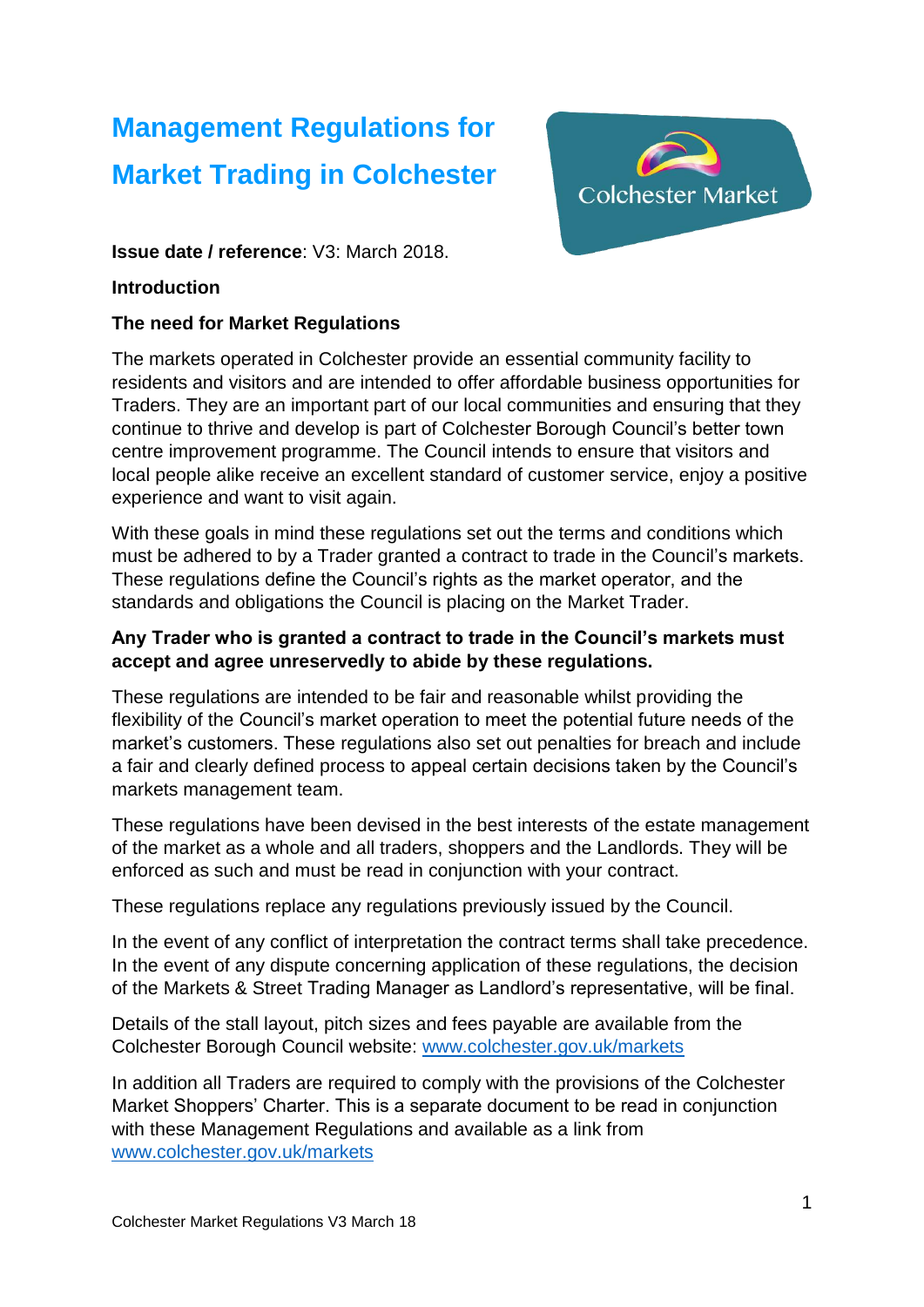# Management Regulations for Market Trading in Colchester

**Issue date / reference**: V3: March 2018.

**Introduction**

**The need for Market Regulations**

The markets operated in Colchester provide an essential community facility to residents and visitors and are intended to offer affordable business opportunities for Traders. They are an important part of our local communities and ensuring that they continue to thrive and develop is part of Colchester Borough Council's better town centre improvement programme. The Council intends to ensure that visitors and local people alike receive an excellent standard of customer service, enjoy a positive experience and want to visit again.

With these goals in mind these regulations set out the terms and conditions which must be adhered to by a Trader granted a contract to trade in the Council's markets. These regulations define the Council's rights as the market operator, and the standards and obligations the Council is placing on the Market Trader.

**Any Trader who is granted a contract to trade in the Council's markets must accept and agree unreservedly to abide by these regulations.**

These regulations are intended to be fair and reasonable whilst providing the flexibility of the Council's market operation to meet the potential future needs of the market's customers. These regulations also set out penalties for breach and include a fair and clearly defined process to appeal certain decisions taken by the Council's markets management team.

These regulations have been devised in the best interests of the estate management of the market as a whole and all traders, shoppers and the Landlords. They will be enforced as such and must be read in conjunction with your contract.

These regulations replace any regulations previously issued by the Council.

In the event of any conflict of interpretation the contract terms shall take precedence. In the event of any dispute concerning application of these regulations, the decision of the Markets & Street Trading Manager as Landlord's representative, will be final.

Details of the stall layout, pitch sizes and fees payable are available from the Colchester Borough Council website: www.colchester.gov.uk/markets

In addition all Traders are required to comply with the provisions of the Colchester Market Shoppers' Charter. This is a separate document to be read in conjunction with these Management Regulations and available as a link from www.colchester.gov.uk/markets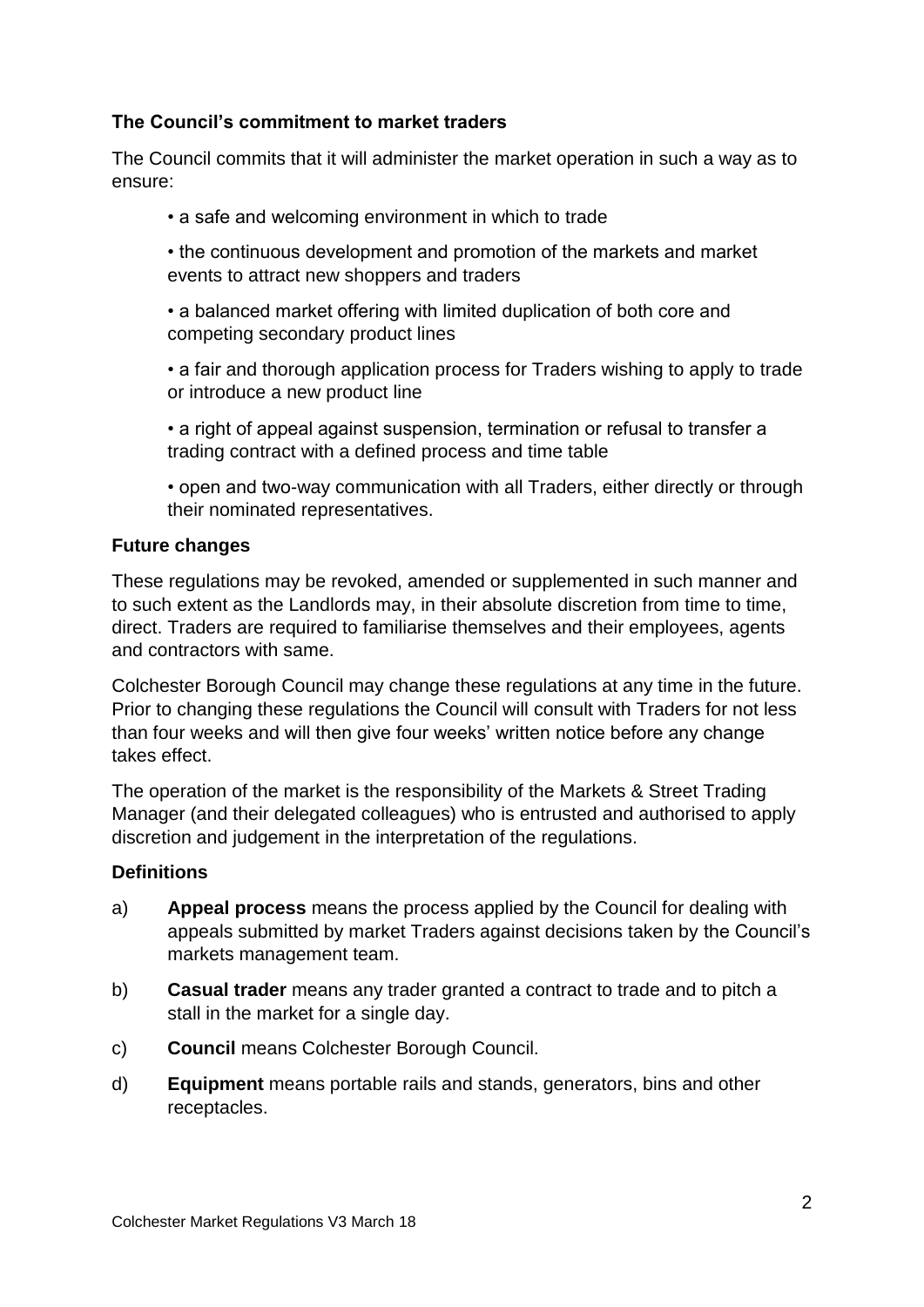### The Council's commitment to market traders

The Council commits that it will administer the market operation in such a way as to ensure:

- a safe and welcoming environment in which to trade
- the continuous development and promotion of the markets and market events to attract new shoppers and traders
- a balanced market offering with limited duplication of both core and competing secondary product lines
- a fair and thorough application process for Traders wishing to apply to trade or introduce a new product line
- a right of appeal against suspension, termination or refusal to transfer a trading contract with a defined process and time table
- open and two-way communication with all Traders, either directly or through their nominated representatives.

### Future changes

These regulations may be revoked, amended or supplemented in such manner and to such extent as the Landlords may, in their absolute discretion from time to time, direct. Traders are required to familiarise themselves and their employees, agents and contractors with same.

Colchester Borough Council may change these regulations at any time in the future. Prior to changing these regulations the Council will consult with Traders for not less than four weeks and will then give four weeks' written notice before any change takes effect.

The operation of the market is the responsibility of the Markets & Street Trading Manager (and their delegated colleagues) who is entrusted and authorised to apply discretion and judgement in the interpretation of the regulations.

### Definitions

a) **Appeal process** means the process applied by the Council for dealing with appeals submitted by market Traders against decisions taken by the Council's markets management team.

b) **Casual trader** means any trader granted a contract to trade and to pitch a stall in the market for a single day.

c) **Council** means Colchester Borough Council.

d) **Equipment** means portable rails and stands, generators, bins and other receptacles.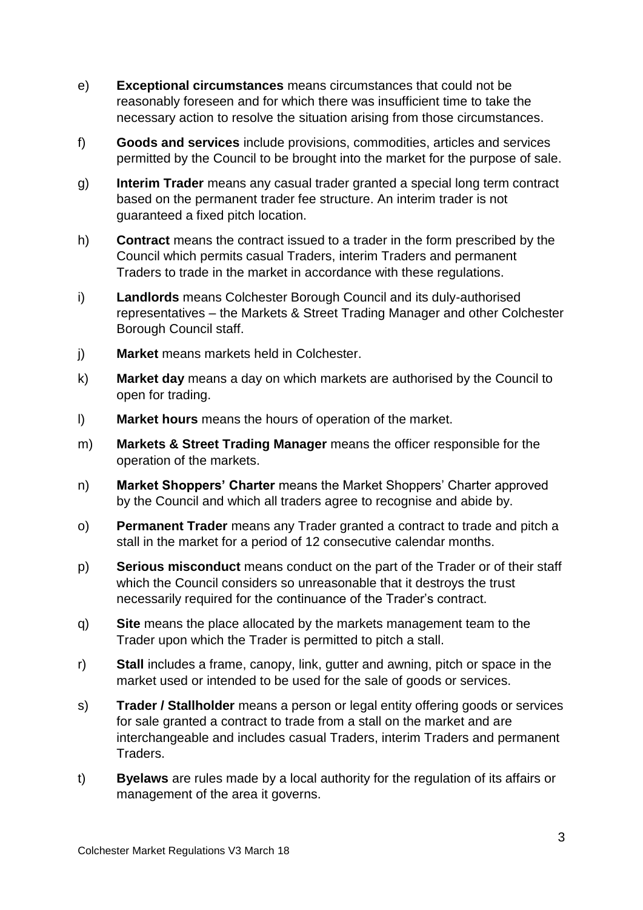e) **Exceptional circumstances** means circumstances that could not be reasonably foreseen and for which there was insufficient time to take the necessary action to resolve the situation arising from those circumstances.

f) **Goods and services** include provisions, commodities, articles and services permitted by the Council to be brought into the market for the purpose of sale.

g) **Interim Trader** means any casual trader granted a special long term contract based on the permanent trader fee structure. An interim trader is not guaranteed a fixed pitch location.

h) **Contract** means the contract issued to a trader in the form prescribed by the Council which permits casual Traders, interim Traders and permanent Traders to trade in the market in accordance with these regulations.

i) **Landlords** means Colchester Borough Council and its duly-authorised representatives – the Markets & Street Trading Manager and other Colchester Borough Council staff.

j) **Market** means markets held in Colchester.

k) **Market day** means a day on which markets are authorised by the Council to open for trading.

l) **Market hours** means the hours of operation of the market.

m) **Markets & Street Trading Manager** means the officer responsible for the operation of the markets.

n) **Market Shoppers' Charter** means the Market Shoppers' Charter approved by the Council and which all traders agree to recognise and abide by.

o) **Permanent Trader** means any Trader granted a contract to trade and pitch a stall in the market for a period of 12 consecutive calendar months.

p) **Serious misconduct** means conduct on the part of the Trader or of their staff which the Council considers so unreasonable that it destroys the trust necessarily required for the continuance of the Trader's contract.

q) **Site** means the place allocated by the markets management team to the Trader upon which the Trader is permitted to pitch a stall.

r) **Stall** includes a frame, canopy, link, gutter and awning, pitch or space in the market used or intended to be used for the sale of goods or services.

s) **Trader / Stallholder** means a person or legal entity offering goods or services for sale granted a contract to trade from a stall on the market and are interchangeable and includes casual Traders, interim Traders and permanent Traders.

t) **Byelaws** are rules made by a local authority for the regulation of its affairs or management of the area it governs.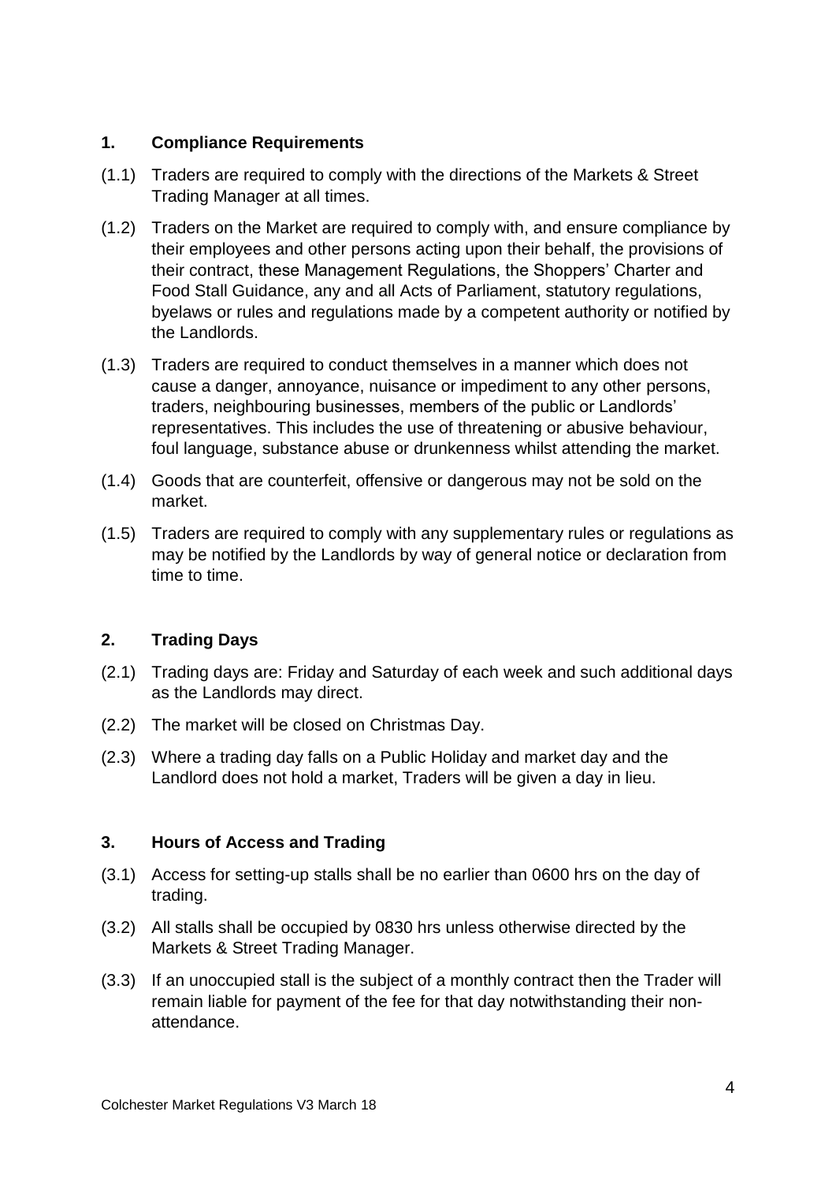## 1. Compliance Requirements

(1.1) Traders are required to comply with the directions of the Markets & Street Trading Manager at all times.

(1.2) Traders on the Market are required to comply with, and ensure compliance by their employees and other persons acting upon their behalf, the provisions of their contract, these Management Regulations, the Shoppers' Charter and Food Stall Guidance, any and all Acts of Parliament, statutory regulations, byelaws or rules and regulations made by a competent authority or notified by the Landlords.

(1.3) Traders are required to conduct themselves in a manner which does not cause a danger, annoyance, nuisance or impediment to any other persons, traders, neighbouring businesses, members of the public or Landlords' representatives. This includes the use of threatening or abusive behaviour, foul language, substance abuse or drunkenness whilst attending the market.

(1.4) Goods that are counterfeit, offensive or dangerous may not be sold on the market.

(1.5) Traders are required to comply with any supplementary rules or regulations as may be notified by the Landlords by way of general notice or declaration from time to time.

## 2. Trading Days

(2.1) Trading days are: Friday and Saturday of each week and such additional days as the Landlords may direct.

(2.2) The market will be closed on Christmas Day.

(2.3) Where a trading day falls on a Public Holiday and market day and the Landlord does not hold a market, Traders will be given a day in lieu.

## 3. Hours of Access and Trading

(3.1) Access for setting-up stalls shall be no earlier than 0600 hrs on the day of trading.

(3.2) All stalls shall be occupied by 0830 hrs unless otherwise directed by the Markets & Street Trading Manager.

(3.3) If an unoccupied stall is the subject of a monthly contract then the Trader will remain liable for payment of the fee for that day notwithstanding their non-attendance.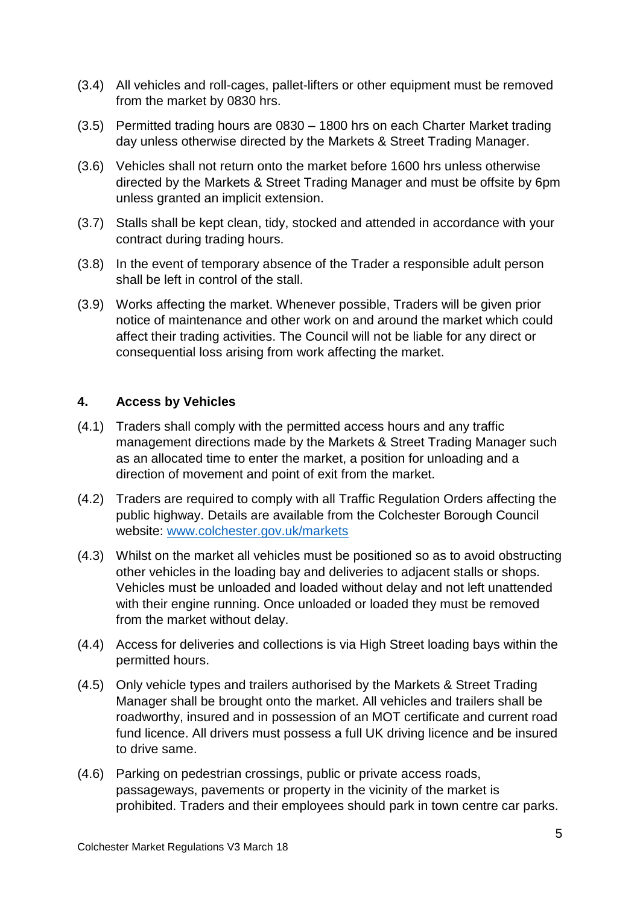(3.4) All vehicles and roll-cages, pallet-lifters or other equipment must be removed from the market by 0830 hrs.

(3.5) Permitted trading hours are 0830 – 1800 hrs on each Charter Market trading day unless otherwise directed by the Markets & Street Trading Manager.

(3.6) Vehicles shall not return onto the market before 1600 hrs unless otherwise directed by the Markets & Street Trading Manager and must be offsite by 6pm unless granted an implicit extension.

(3.7) Stalls shall be kept clean, tidy, stocked and attended in accordance with your contract during trading hours.

(3.8) In the event of temporary absence of the Trader a responsible adult person shall be left in control of the stall.

(3.9) Works affecting the market. Whenever possible, Traders will be given prior notice of maintenance and other work on and around the market which could affect their trading activities. The Council will not be liable for any direct or consequential loss arising from work affecting the market.

## 4. Access by Vehicles

(4.1) Traders shall comply with the permitted access hours and any traffic management directions made by the Markets & Street Trading Manager such as an allocated time to enter the market, a position for unloading and a direction of movement and point of exit from the market.

(4.2) Traders are required to comply with all Traffic Regulation Orders affecting the public highway. Details are available from the Colchester Borough Council website: [www.colchester.gov.uk/markets](http://www.colchester.gov.uk/markets)

(4.3) Whilst on the market all vehicles must be positioned so as to avoid obstructing other vehicles in the loading bay and deliveries to adjacent stalls or shops. Vehicles must be unloaded and loaded without delay and not left unattended with their engine running. Once unloaded or loaded they must be removed from the market without delay.

(4.4) Access for deliveries and collections is via High Street loading bays within the permitted hours.

(4.5) Only vehicle types and trailers authorised by the Markets & Street Trading Manager shall be brought onto the market. All vehicles and trailers shall be roadworthy, insured and in possession of an MOT certificate and current road fund licence. All drivers must possess a full UK driving licence and be insured to drive same.

(4.6) Parking on pedestrian crossings, public or private access roads, passageways, pavements or property in the vicinity of the market is prohibited. Traders and their employees should park in town centre car parks.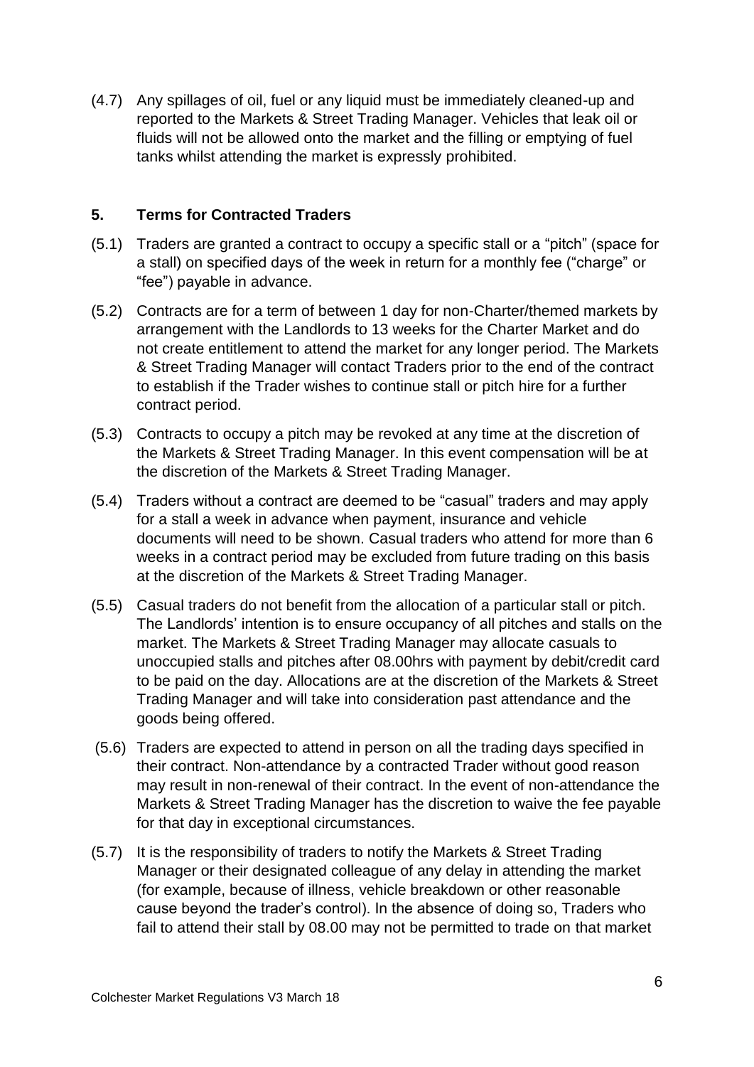(4.7) Any spillages of oil, fuel or any liquid must be immediately cleaned-up and reported to the Markets & Street Trading Manager. Vehicles that leak oil or fluids will not be allowed onto the market and the filling or emptying of fuel tanks whilst attending the market is expressly prohibited.

## 5. Terms for Contracted Traders

(5.1) Traders are granted a contract to occupy a specific stall or a "pitch" (space for a stall) on specified days of the week in return for a monthly fee ("charge" or "fee") payable in advance.

(5.2) Contracts are for a term of between 1 day for non-Charter/themed markets by arrangement with the Landlords to 13 weeks for the Charter Market and do not create entitlement to attend the market for any longer period. The Markets & Street Trading Manager will contact Traders prior to the end of the contract to establish if the Trader wishes to continue stall or pitch hire for a further contract period.

(5.3) Contracts to occupy a pitch may be revoked at any time at the discretion of the Markets & Street Trading Manager. In this event compensation will be at the discretion of the Markets & Street Trading Manager.

(5.4) Traders without a contract are deemed to be "casual" traders and may apply for a stall a week in advance when payment, insurance and vehicle documents will need to be shown. Casual traders who attend for more than 6 weeks in a contract period may be excluded from future trading on this basis at the discretion of the Markets & Street Trading Manager.

(5.5) Casual traders do not benefit from the allocation of a particular stall or pitch. The Landlords' intention is to ensure occupancy of all pitches and stalls on the market. The Markets & Street Trading Manager may allocate casuals to unoccupied stalls and pitches after 08.00hrs with payment by debit/credit card to be paid on the day. Allocations are at the discretion of the Markets & Street Trading Manager and will take into consideration past attendance and the goods being offered.

(5.6) Traders are expected to attend in person on all the trading days specified in their contract. Non-attendance by a contracted Trader without good reason may result in non-renewal of their contract. In the event of non-attendance the Markets & Street Trading Manager has the discretion to waive the fee payable for that day in exceptional circumstances.

(5.7) It is the responsibility of traders to notify the Markets & Street Trading Manager or their designated colleague of any delay in attending the market (for example, because of illness, vehicle breakdown or other reasonable cause beyond the trader's control). In the absence of doing so, Traders who fail to attend their stall by 08.00 may not be permitted to trade on that market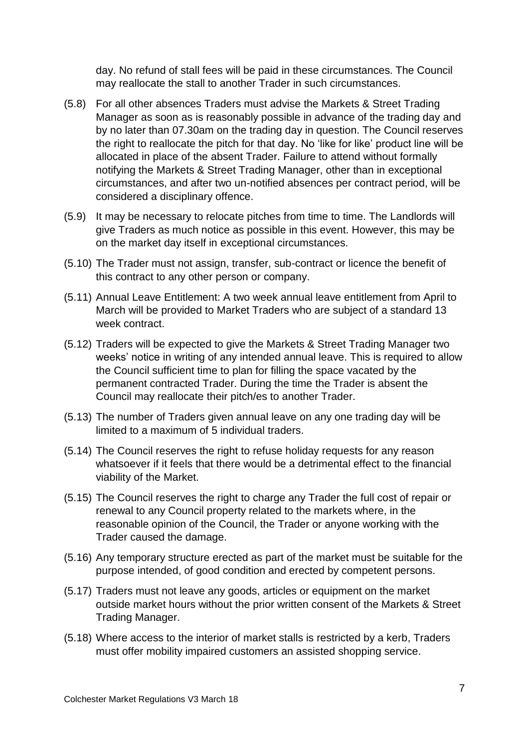day. No refund of stall fees will be paid in these circumstances. The Council may reallocate the stall to another Trader in such circumstances.

(5.8) For all other absences Traders must advise the Markets & Street Trading Manager as soon as is reasonably possible in advance of the trading day and by no later than 07.30am on the trading day in question. The Council reserves the right to reallocate the pitch for that day. No 'like for like' product line will be allocated in place of the absent Trader. Failure to attend without formally notifying the Markets & Street Trading Manager, other than in exceptional circumstances, and after two un-notified absences per contract period, will be considered a disciplinary offence.

(5.9) It may be necessary to relocate pitches from time to time. The Landlords will give Traders as much notice as possible in this event. However, this may be on the market day itself in exceptional circumstances.

(5.10) The Trader must not assign, transfer, sub-contract or licence the benefit of this contract to any other person or company.

(5.11) Annual Leave Entitlement: A two week annual leave entitlement from April to March will be provided to Market Traders who are subject of a standard 13 week contract.

(5.12) Traders will be expected to give the Markets & Street Trading Manager two weeks' notice in writing of any intended annual leave. This is required to allow the Council sufficient time to plan for filling the space vacated by the permanent contracted Trader. During the time the Trader is absent the Council may reallocate their pitch/es to another Trader.

(5.13) The number of Traders given annual leave on any one trading day will be limited to a maximum of 5 individual traders.

(5.14) The Council reserves the right to refuse holiday requests for any reason whatsoever if it feels that there would be a detrimental effect to the financial viability of the Market.

(5.15) The Council reserves the right to charge any Trader the full cost of repair or renewal to any Council property related to the markets where, in the reasonable opinion of the Council, the Trader or anyone working with the Trader caused the damage.

(5.16) Any temporary structure erected as part of the market must be suitable for the purpose intended, of good condition and erected by competent persons.

(5.17) Traders must not leave any goods, articles or equipment on the market outside market hours without the prior written consent of the Markets & Street Trading Manager.

(5.18) Where access to the interior of market stalls is restricted by a kerb, Traders must offer mobility impaired customers an assisted shopping service.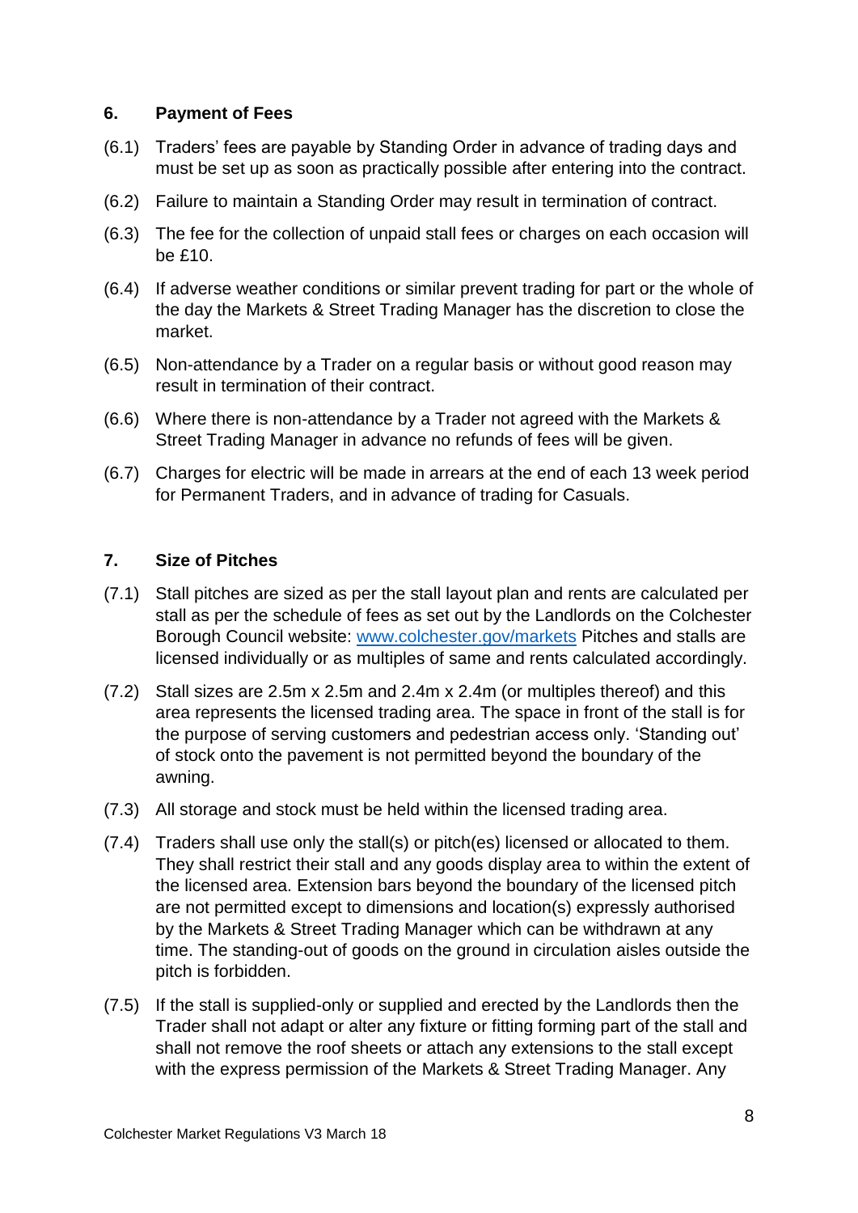## 6. Payment of Fees

(6.1) Traders' fees are payable by Standing Order in advance of trading days and must be set up as soon as practically possible after entering into the contract.

(6.2) Failure to maintain a Standing Order may result in termination of contract.

(6.3) The fee for the collection of unpaid stall fees or charges on each occasion will be £10.

(6.4) If adverse weather conditions or similar prevent trading for part or the whole of the day the Markets & Street Trading Manager has the discretion to close the market.

(6.5) Non-attendance by a Trader on a regular basis or without good reason may result in termination of their contract.

(6.6) Where there is non-attendance by a Trader not agreed with the Markets & Street Trading Manager in advance no refunds of fees will be given.

(6.7) Charges for electric will be made in arrears at the end of each 13 week period for Permanent Traders, and in advance of trading for Casuals.

## 7. Size of Pitches

(7.1) Stall pitches are sized as per the stall layout plan and rents are calculated per stall as per the schedule of fees as set out by the Landlords on the Colchester Borough Council website: [www.colchester.gov/markets](http://www.colchester.gov/markets) Pitches and stalls are licensed individually or as multiples of same and rents calculated accordingly.

(7.2) Stall sizes are 2.5m x 2.5m and 2.4m x 2.4m (or multiples thereof) and this area represents the licensed trading area. The space in front of the stall is for the purpose of serving customers and pedestrian access only. 'Standing out' of stock onto the pavement is not permitted beyond the boundary of the awning.

(7.3) All storage and stock must be held within the licensed trading area.

(7.4) Traders shall use only the stall(s) or pitch(es) licensed or allocated to them. They shall restrict their stall and any goods display area to within the extent of the licensed area. Extension bars beyond the boundary of the licensed pitch are not permitted except to dimensions and location(s) expressly authorised by the Markets & Street Trading Manager which can be withdrawn at any time. The standing-out of goods on the ground in circulation aisles outside the pitch is forbidden.

(7.5) If the stall is supplied-only or supplied and erected by the Landlords then the Trader shall not adapt or alter any fixture or fitting forming part of the stall and shall not remove the roof sheets or attach any extensions to the stall except with the express permission of the Markets & Street Trading Manager. Any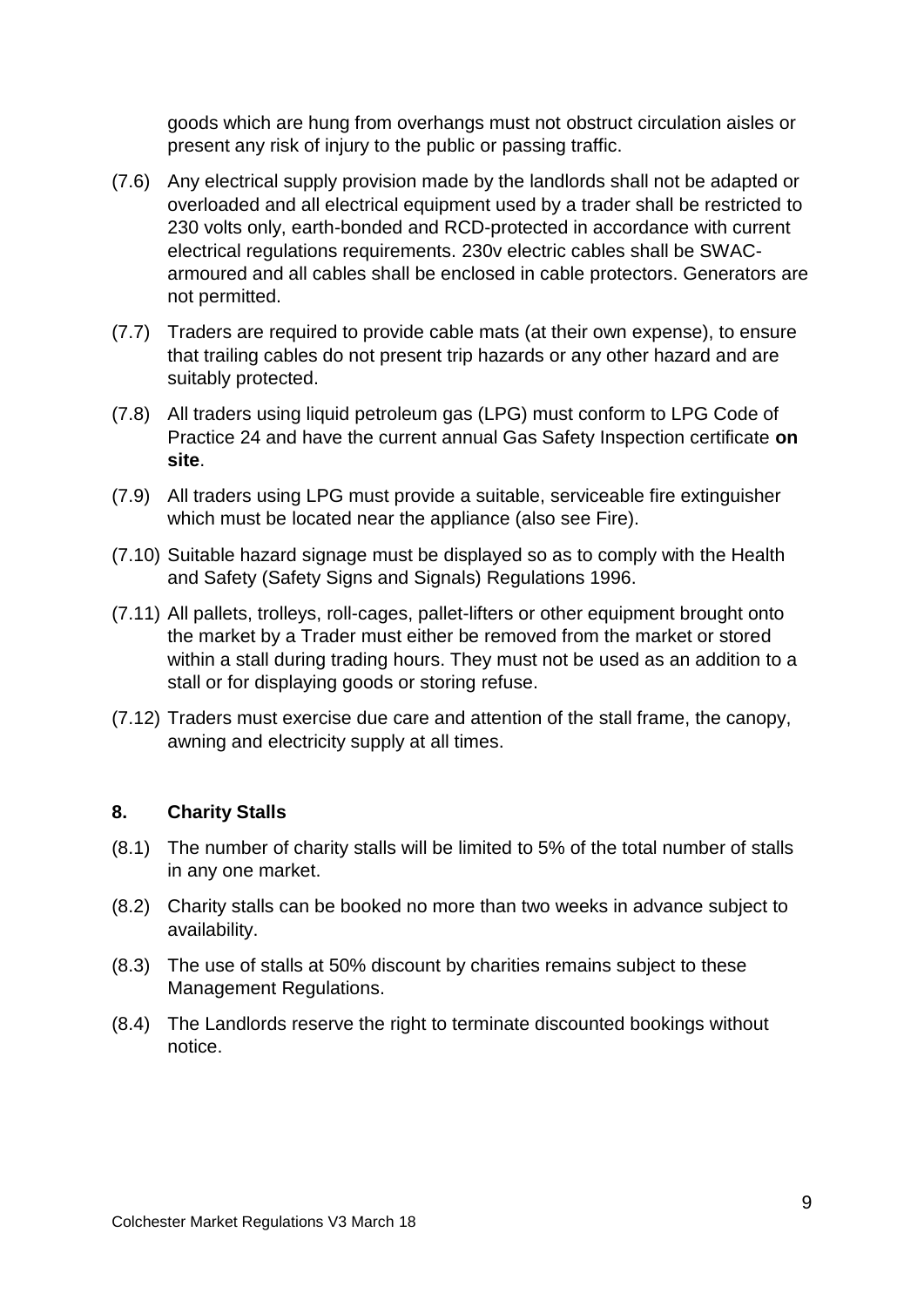goods which are hung from overhangs must not obstruct circulation aisles or present any risk of injury to the public or passing traffic.

(7.6) Any electrical supply provision made by the landlords shall not be adapted or overloaded and all electrical equipment used by a trader shall be restricted to 230 volts only, earth-bonded and RCD-protected in accordance with current electrical regulations requirements. 230v electric cables shall be SWAC-armoured and all cables shall be enclosed in cable protectors. Generators are not permitted.

(7.7) Traders are required to provide cable mats (at their own expense), to ensure that trailing cables do not present trip hazards or any other hazard and are suitably protected.

(7.8) All traders using liquid petroleum gas (LPG) must conform to LPG Code of Practice 24 and have the current annual Gas Safety Inspection certificate **on site**.

(7.9) All traders using LPG must provide a suitable, serviceable fire extinguisher which must be located near the appliance (also see Fire).

(7.10) Suitable hazard signage must be displayed so as to comply with the Health and Safety (Safety Signs and Signals) Regulations 1996.

(7.11) All pallets, trolleys, roll-cages, pallet-lifters or other equipment brought onto the market by a Trader must either be removed from the market or stored within a stall during trading hours. They must not be used as an addition to a stall or for displaying goods or storing refuse.

(7.12) Traders must exercise due care and attention of the stall frame, the canopy, awning and electricity supply at all times.

## 8. Charity Stalls

(8.1) The number of charity stalls will be limited to 5% of the total number of stalls in any one market.

(8.2) Charity stalls can be booked no more than two weeks in advance subject to availability.

(8.3) The use of stalls at 50% discount by charities remains subject to these Management Regulations.

(8.4) The Landlords reserve the right to terminate discounted bookings without notice.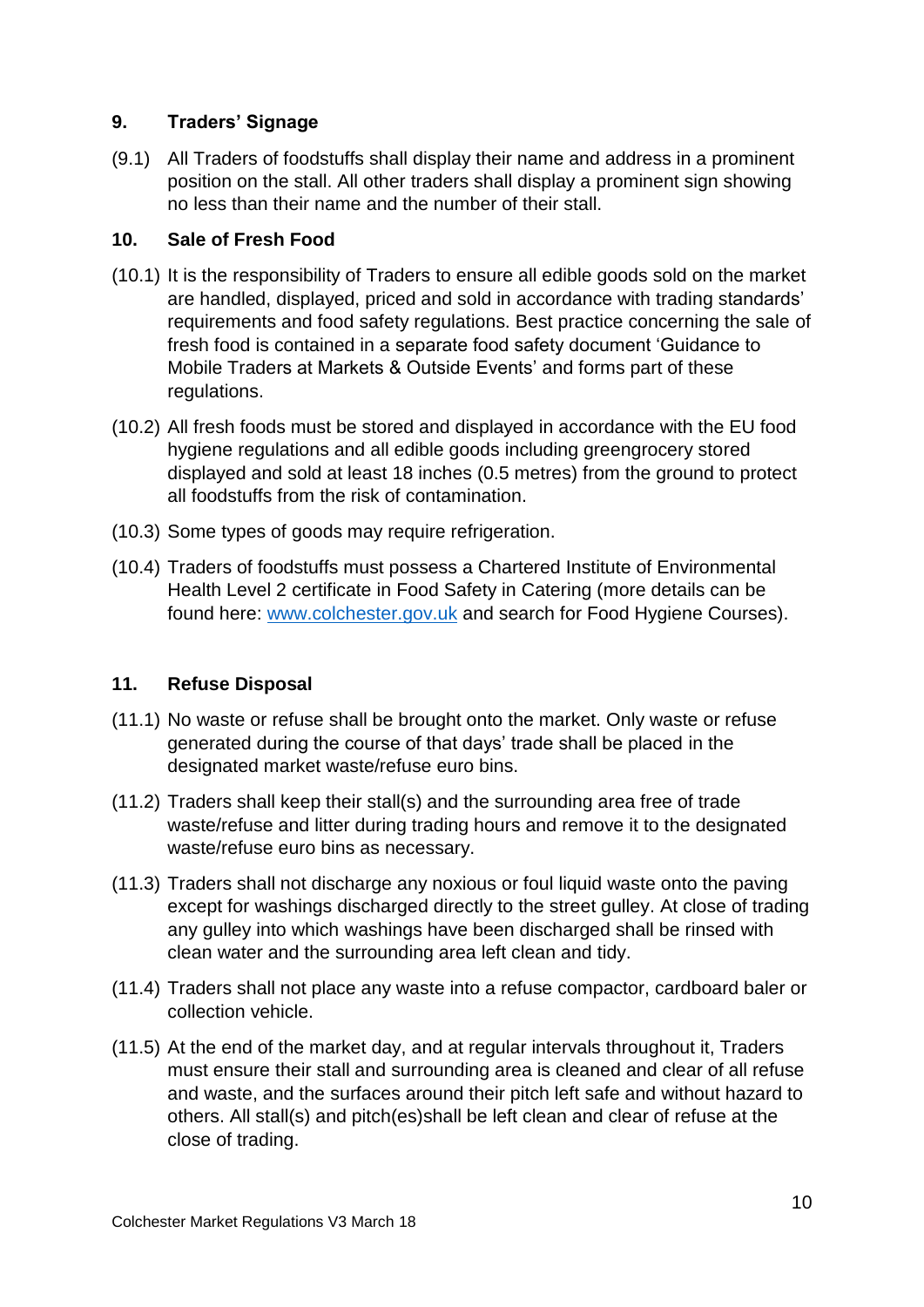## 9. Traders' Signage

(9.1) All Traders of foodstuffs shall display their name and address in a prominent position on the stall. All other traders shall display a prominent sign showing no less than their name and the number of their stall.

## 10. Sale of Fresh Food

(10.1) It is the responsibility of Traders to ensure all edible goods sold on the market are handled, displayed, priced and sold in accordance with trading standards' requirements and food safety regulations. Best practice concerning the sale of fresh food is contained in a separate food safety document 'Guidance to Mobile Traders at Markets & Outside Events' and forms part of these regulations.

(10.2) All fresh foods must be stored and displayed in accordance with the EU food hygiene regulations and all edible goods including greengrocery stored displayed and sold at least 18 inches (0.5 metres) from the ground to protect all foodstuffs from the risk of contamination.

(10.3) Some types of goods may require refrigeration.

(10.4) Traders of foodstuffs must possess a Chartered Institute of Environmental Health Level 2 certificate in Food Safety in Catering (more details can be found here: [www.colchester.gov.uk](http://www.colchester.gov.uk) and search for Food Hygiene Courses).

## 11. Refuse Disposal

(11.1) No waste or refuse shall be brought onto the market. Only waste or refuse generated during the course of that days' trade shall be placed in the designated market waste/refuse euro bins.

(11.2) Traders shall keep their stall(s) and the surrounding area free of trade waste/refuse and litter during trading hours and remove it to the designated waste/refuse euro bins as necessary.

(11.3) Traders shall not discharge any noxious or foul liquid waste onto the paving except for washings discharged directly to the street gulley. At close of trading any gulley into which washings have been discharged shall be rinsed with clean water and the surrounding area left clean and tidy.

(11.4) Traders shall not place any waste into a refuse compactor, cardboard baler or collection vehicle.

(11.5) At the end of the market day, and at regular intervals throughout it, Traders must ensure their stall and surrounding area is cleaned and clear of all refuse and waste, and the surfaces around their pitch left safe and without hazard to others. All stall(s) and pitch(es)shall be left clean and clear of refuse at the close of trading.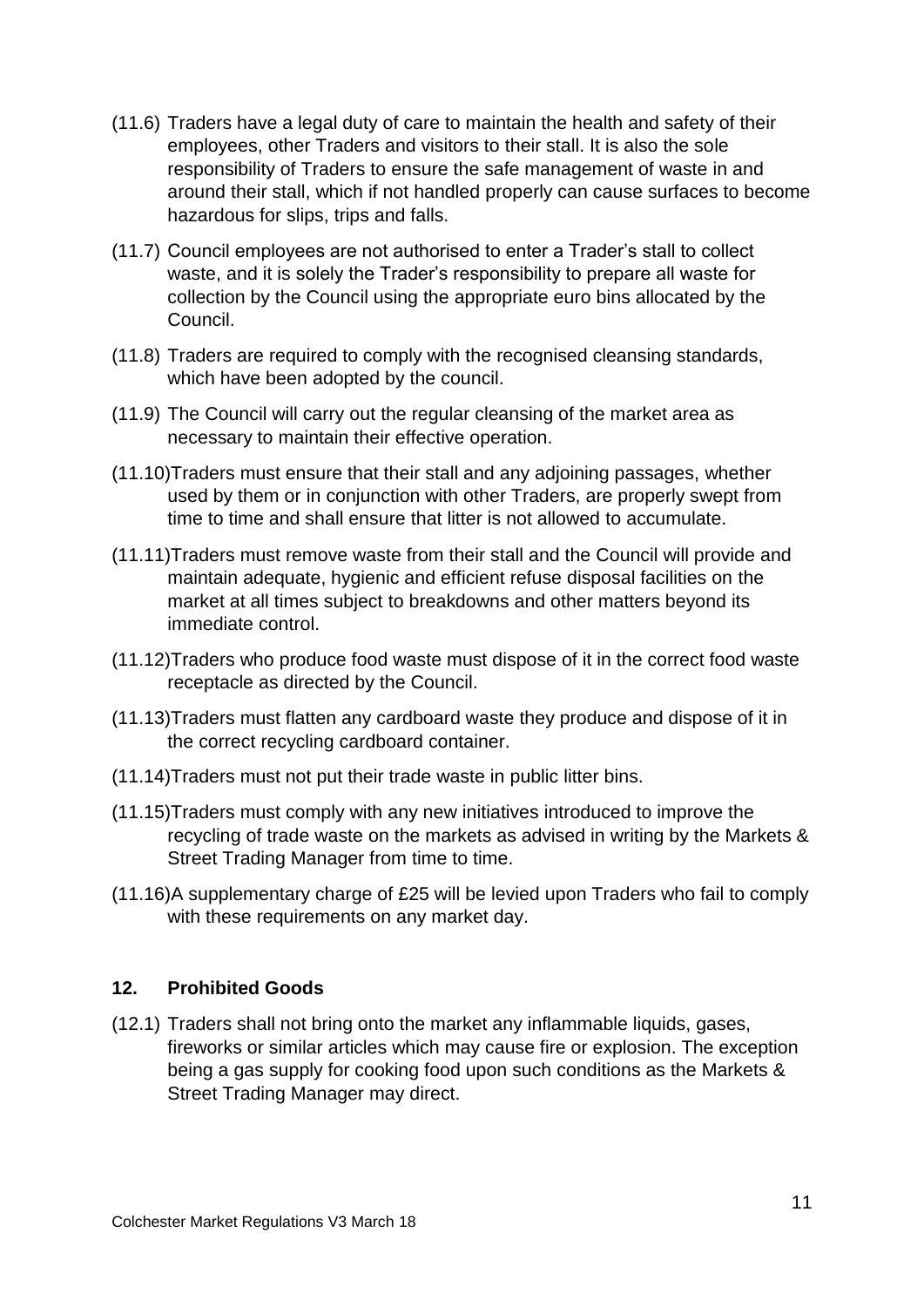(11.6) Traders have a legal duty of care to maintain the health and safety of their employees, other Traders and visitors to their stall. It is also the sole responsibility of Traders to ensure the safe management of waste in and around their stall, which if not handled properly can cause surfaces to become hazardous for slips, trips and falls.

(11.7) Council employees are not authorised to enter a Trader's stall to collect waste, and it is solely the Trader's responsibility to prepare all waste for collection by the Council using the appropriate euro bins allocated by the Council.

(11.8) Traders are required to comply with the recognised cleansing standards, which have been adopted by the council.

(11.9) The Council will carry out the regular cleansing of the market area as necessary to maintain their effective operation.

(11.10) Traders must ensure that their stall and any adjoining passages, whether used by them or in conjunction with other Traders, are properly swept from time to time and shall ensure that litter is not allowed to accumulate.

(11.11) Traders must remove waste from their stall and the Council will provide and maintain adequate, hygienic and efficient refuse disposal facilities on the market at all times subject to breakdowns and other matters beyond its immediate control.

(11.12) Traders who produce food waste must dispose of it in the correct food waste receptacle as directed by the Council.

(11.13) Traders must flatten any cardboard waste they produce and dispose of it in the correct recycling cardboard container.

(11.14) Traders must not put their trade waste in public litter bins.

(11.15) Traders must comply with any new initiatives introduced to improve the recycling of trade waste on the markets as advised in writing by the Markets & Street Trading Manager from time to time.

(11.16) A supplementary charge of £25 will be levied upon Traders who fail to comply with these requirements on any market day.

## 12. Prohibited Goods

(12.1) Traders shall not bring onto the market any inflammable liquids, gases, fireworks or similar articles which may cause fire or explosion. The exception being a gas supply for cooking food upon such conditions as the Markets & Street Trading Manager may direct.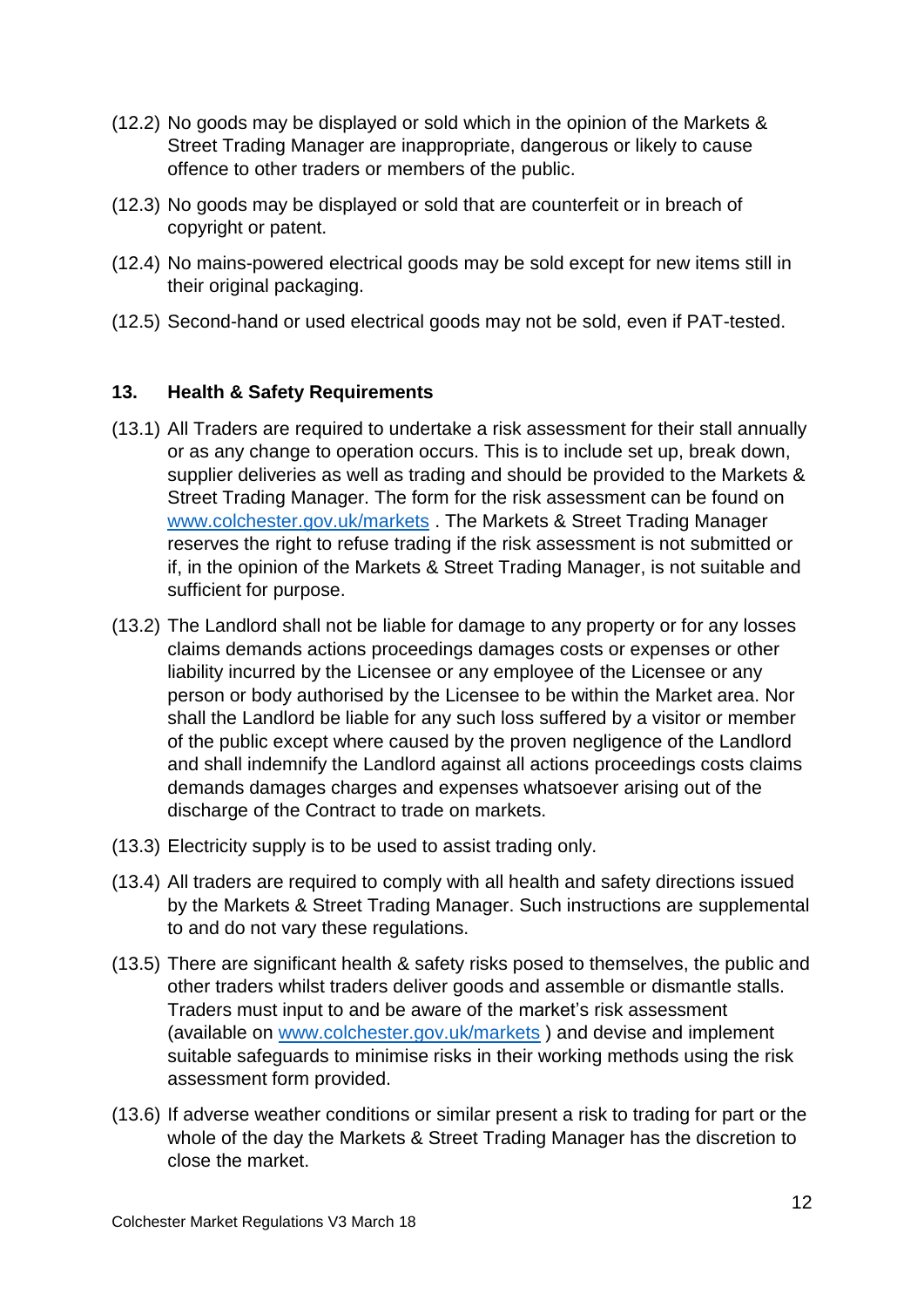(12.2) No goods may be displayed or sold which in the opinion of the Markets & Street Trading Manager are inappropriate, dangerous or likely to cause offence to other traders or members of the public.

(12.3) No goods may be displayed or sold that are counterfeit or in breach of copyright or patent.

(12.4) No mains-powered electrical goods may be sold except for new items still in their original packaging.

(12.5) Second-hand or used electrical goods may not be sold, even if PAT-tested.

## 13. Health & Safety Requirements

(13.1) All Traders are required to undertake a risk assessment for their stall annually or as any change to operation occurs. This is to include set up, break down, supplier deliveries as well as trading and should be provided to the Markets & Street Trading Manager. The form for the risk assessment can be found on [www.colchester.gov.uk/markets](http://www.colchester.gov.uk/markets) . The Markets & Street Trading Manager reserves the right to refuse trading if the risk assessment is not submitted or if, in the opinion of the Markets & Street Trading Manager, is not suitable and sufficient for purpose.

(13.2) The Landlord shall not be liable for damage to any property or for any losses claims demands actions proceedings damages costs or expenses or other liability incurred by the Licensee or any employee of the Licensee or any person or body authorised by the Licensee to be within the Market area. Nor shall the Landlord be liable for any such loss suffered by a visitor or member of the public except where caused by the proven negligence of the Landlord and shall indemnify the Landlord against all actions proceedings costs claims demands damages charges and expenses whatsoever arising out of the discharge of the Contract to trade on markets.

(13.3) Electricity supply is to be used to assist trading only.

(13.4) All traders are required to comply with all health and safety directions issued by the Markets & Street Trading Manager. Such instructions are supplemental to and do not vary these regulations.

(13.5) There are significant health & safety risks posed to themselves, the public and other traders whilst traders deliver goods and assemble or dismantle stalls. Traders must input to and be aware of the market's risk assessment (available on [www.colchester.gov.uk/markets](http://www.colchester.gov.uk/markets) ) and devise and implement suitable safeguards to minimise risks in their working methods using the risk assessment form provided.

(13.6) If adverse weather conditions or similar present a risk to trading for part or the whole of the day the Markets & Street Trading Manager has the discretion to close the market.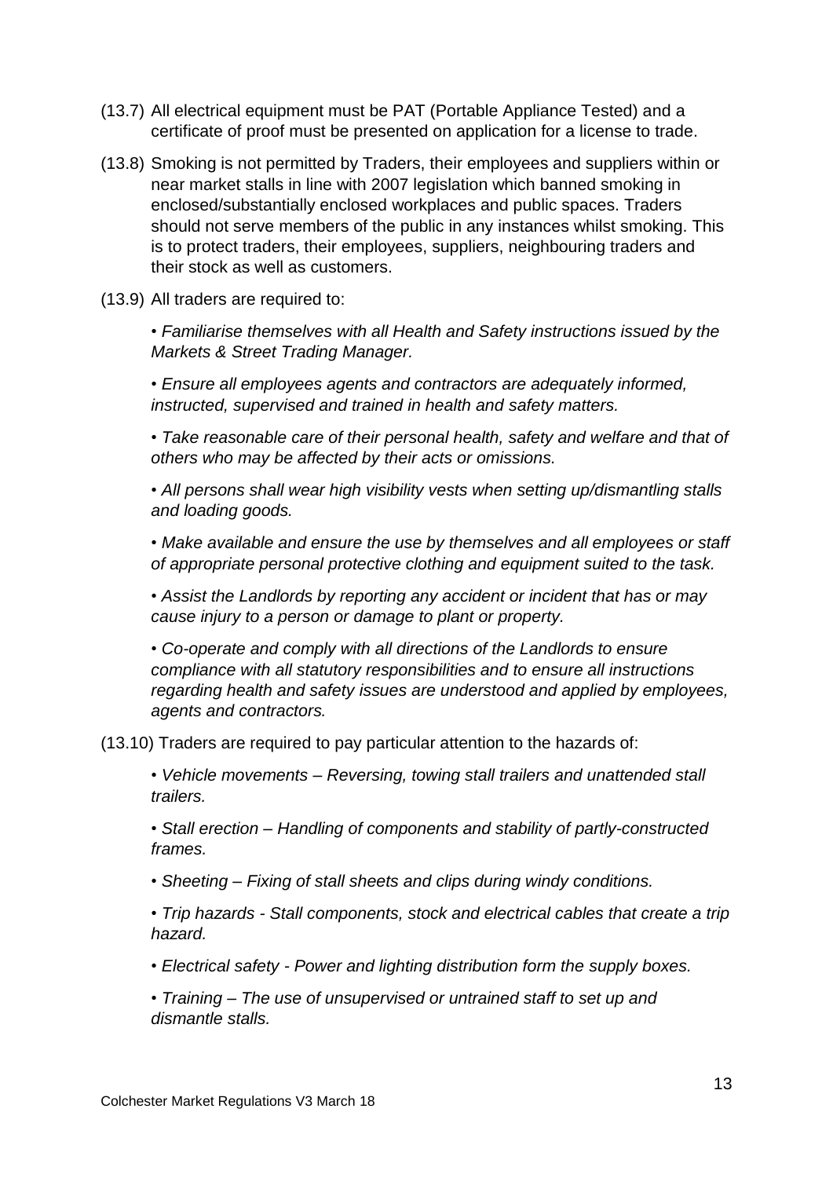(13.7) All electrical equipment must be PAT (Portable Appliance Tested) and a certificate of proof must be presented on application for a license to trade.

(13.8) Smoking is not permitted by Traders, their employees and suppliers within or near market stalls in line with 2007 legislation which banned smoking in enclosed/substantially enclosed workplaces and public spaces. Traders should not serve members of the public in any instances whilst smoking. This is to protect traders, their employees, suppliers, neighbouring traders and their stock as well as customers.

(13.9) All traders are required to:

- *Familiarise themselves with all Health and Safety instructions issued by the Markets & Street Trading Manager.*
- *Ensure all employees agents and contractors are adequately informed, instructed, supervised and trained in health and safety matters.*
- *Take reasonable care of their personal health, safety and welfare and that of others who may be affected by their acts or omissions.*
- *All persons shall wear high visibility vests when setting up/dismantling stalls and loading goods.*
- *Make available and ensure the use by themselves and all employees or staff of appropriate personal protective clothing and equipment suited to the task.*
- *Assist the Landlords by reporting any accident or incident that has or may cause injury to a person or damage to plant or property.*
- *Co-operate and comply with all directions of the Landlords to ensure compliance with all statutory responsibilities and to ensure all instructions regarding health and safety issues are understood and applied by employees, agents and contractors.*

(13.10) Traders are required to pay particular attention to the hazards of:

- *Vehicle movements – Reversing, towing stall trailers and unattended stall trailers.*
- *Stall erection – Handling of components and stability of partly-constructed frames.*
- *Sheeting – Fixing of stall sheets and clips during windy conditions.*
- *Trip hazards - Stall components, stock and electrical cables that create a trip hazard.*
- *Electrical safety - Power and lighting distribution form the supply boxes.*
- *Training – The use of unsupervised or untrained staff to set up and dismantle stalls.*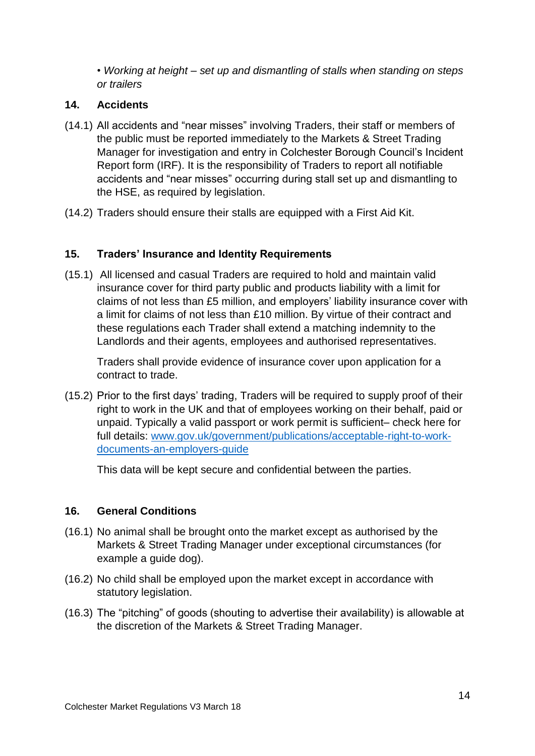*• Working at height – set up and dismantling of stalls when standing on steps or trailers*

## 14. Accidents

(14.1) All accidents and "near misses" involving Traders, their staff or members of the public must be reported immediately to the Markets & Street Trading Manager for investigation and entry in Colchester Borough Council's Incident Report form (IRF). It is the responsibility of Traders to report all notifiable accidents and "near misses" occurring during stall set up and dismantling to the HSE, as required by legislation.

(14.2) Traders should ensure their stalls are equipped with a First Aid Kit.

## 15. Traders' Insurance and Identity Requirements

(15.1) All licensed and casual Traders are required to hold and maintain valid insurance cover for third party public and products liability with a limit for claims of not less than £5 million, and employers' liability insurance cover with a limit for claims of not less than £10 million. By virtue of their contract and these regulations each Trader shall extend a matching indemnity to the Landlords and their agents, employees and authorised representatives.

Traders shall provide evidence of insurance cover upon application for a contract to trade.

(15.2) Prior to the first days' trading, Traders will be required to supply proof of their right to work in the UK and that of employees working on their behalf, paid or unpaid. Typically a valid passport or work permit is sufficient– check here for full details: [www.gov.uk/government/publications/acceptable-right-to-work-documents-an-employers-guide](www.gov.uk/government/publications/acceptable-right-to-work-documents-an-employers-guide)

This data will be kept secure and confidential between the parties.

## 16. General Conditions

(16.1) No animal shall be brought onto the market except as authorised by the Markets & Street Trading Manager under exceptional circumstances (for example a guide dog).

(16.2) No child shall be employed upon the market except in accordance with statutory legislation.

(16.3) The "pitching" of goods (shouting to advertise their availability) is allowable at the discretion of the Markets & Street Trading Manager.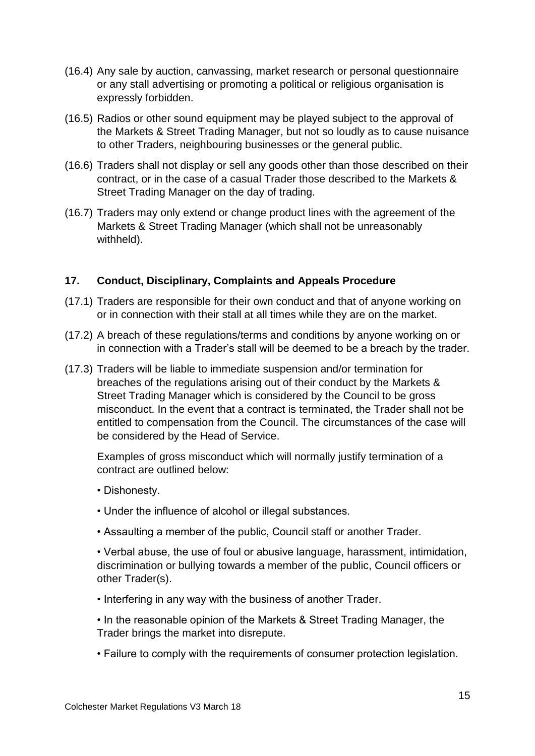(16.4) Any sale by auction, canvassing, market research or personal questionnaire or any stall advertising or promoting a political or religious organisation is expressly forbidden.

(16.5) Radios or other sound equipment may be played subject to the approval of the Markets & Street Trading Manager, but not so loudly as to cause nuisance to other Traders, neighbouring businesses or the general public.

(16.6) Traders shall not display or sell any goods other than those described on their contract, or in the case of a casual Trader those described to the Markets & Street Trading Manager on the day of trading.

(16.7) Traders may only extend or change product lines with the agreement of the Markets & Street Trading Manager (which shall not be unreasonably withheld).

## 17. Conduct, Disciplinary, Complaints and Appeals Procedure

(17.1) Traders are responsible for their own conduct and that of anyone working on or in connection with their stall at all times while they are on the market.

(17.2) A breach of these regulations/terms and conditions by anyone working on or in connection with a Trader's stall will be deemed to be a breach by the trader.

(17.3) Traders will be liable to immediate suspension and/or termination for breaches of the regulations arising out of their conduct by the Markets & Street Trading Manager which is considered by the Council to be gross misconduct. In the event that a contract is terminated, the Trader shall not be entitled to compensation from the Council. The circumstances of the case will be considered by the Head of Service.

Examples of gross misconduct which will normally justify termination of a contract are outlined below:

- Dishonesty.
- Under the influence of alcohol or illegal substances.
- Assaulting a member of the public, Council staff or another Trader.
- Verbal abuse, the use of foul or abusive language, harassment, intimidation, discrimination or bullying towards a member of the public, Council officers or other Trader(s).
- Interfering in any way with the business of another Trader.
- In the reasonable opinion of the Markets & Street Trading Manager, the Trader brings the market into disrepute.
- Failure to comply with the requirements of consumer protection legislation.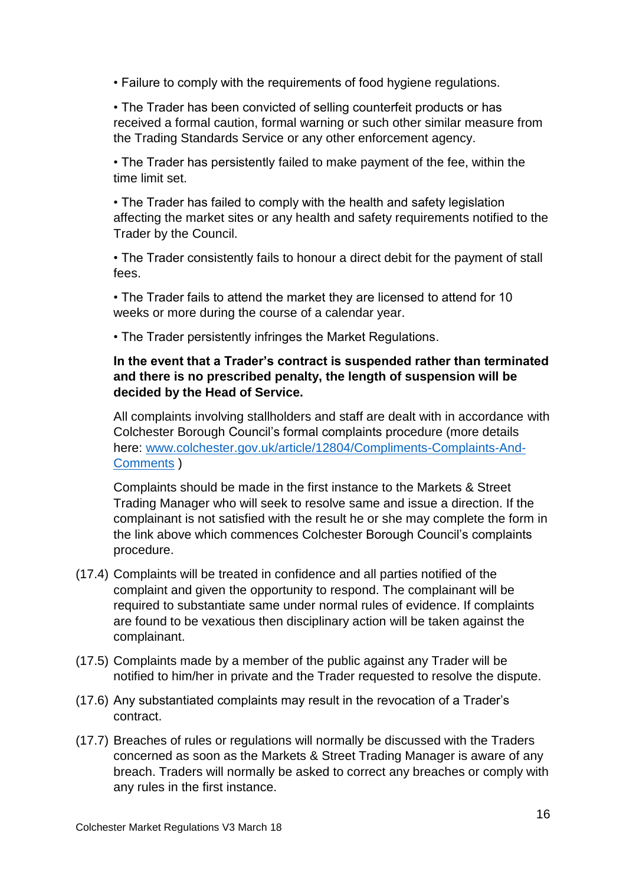- Failure to comply with the requirements of food hygiene regulations.
- The Trader has been convicted of selling counterfeit products or has received a formal caution, formal warning or such other similar measure from the Trading Standards Service or any other enforcement agency.
- The Trader has persistently failed to make payment of the fee, within the time limit set.
- The Trader has failed to comply with the health and safety legislation affecting the market sites or any health and safety requirements notified to the Trader by the Council.
- The Trader consistently fails to honour a direct debit for the payment of stall fees.
- The Trader fails to attend the market they are licensed to attend for 10 weeks or more during the course of a calendar year.
- The Trader persistently infringes the Market Regulations.

**In the event that a Trader's contract is suspended rather than terminated and there is no prescribed penalty, the length of suspension will be decided by the Head of Service.**

All complaints involving stallholders and staff are dealt with in accordance with Colchester Borough Council's formal complaints procedure (more details here: [www.colchester.gov.uk/article/12804/Compliments-Complaints-And-Comments](http://www.colchester.gov.uk/article/12804/Compliments-Complaints-And-Comments) )

Complaints should be made in the first instance to the Markets & Street Trading Manager who will seek to resolve same and issue a direction. If the complainant is not satisfied with the result he or she may complete the form in the link above which commences Colchester Borough Council's complaints procedure.

(17.4) Complaints will be treated in confidence and all parties notified of the complaint and given the opportunity to respond. The complainant will be required to substantiate same under normal rules of evidence. If complaints are found to be vexatious then disciplinary action will be taken against the complainant.

(17.5) Complaints made by a member of the public against any Trader will be notified to him/her in private and the Trader requested to resolve the dispute.

(17.6) Any substantiated complaints may result in the revocation of a Trader's contract.

(17.7) Breaches of rules or regulations will normally be discussed with the Traders concerned as soon as the Markets & Street Trading Manager is aware of any breach. Traders will normally be asked to correct any breaches or comply with any rules in the first instance.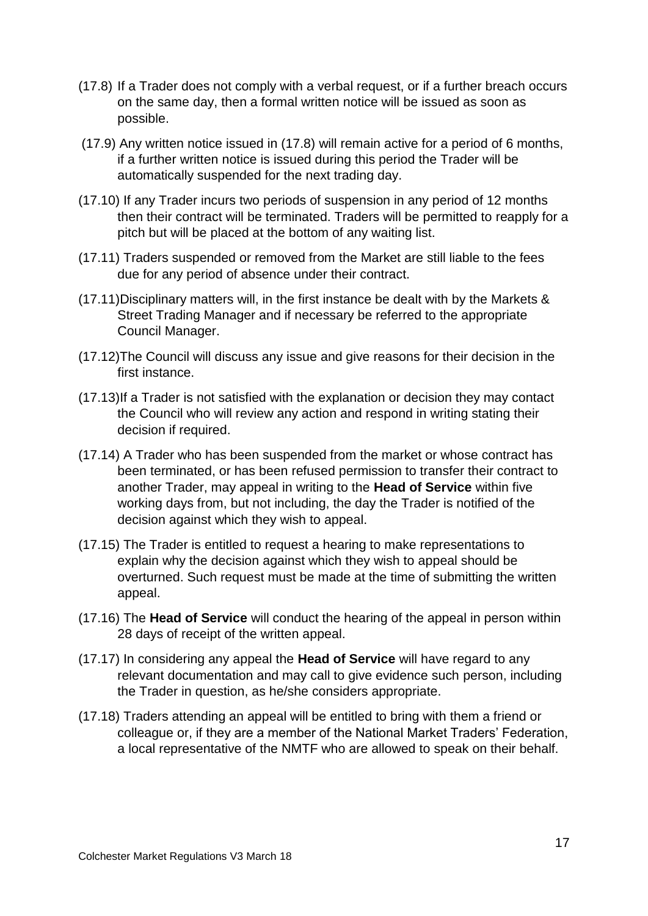(17.8) If a Trader does not comply with a verbal request, or if a further breach occurs on the same day, then a formal written notice will be issued as soon as possible.

(17.9) Any written notice issued in (17.8) will remain active for a period of 6 months, if a further written notice is issued during this period the Trader will be automatically suspended for the next trading day.

(17.10) If any Trader incurs two periods of suspension in any period of 12 months then their contract will be terminated. Traders will be permitted to reapply for a pitch but will be placed at the bottom of any waiting list.

(17.11) Traders suspended or removed from the Market are still liable to the fees due for any period of absence under their contract.

(17.11)Disciplinary matters will, in the first instance be dealt with by the Markets & Street Trading Manager and if necessary be referred to the appropriate Council Manager.

(17.12)The Council will discuss any issue and give reasons for their decision in the first instance.

(17.13)If a Trader is not satisfied with the explanation or decision they may contact the Council who will review any action and respond in writing stating their decision if required.

(17.14) A Trader who has been suspended from the market or whose contract has been terminated, or has been refused permission to transfer their contract to another Trader, may appeal in writing to the **Head of Service** within five working days from, but not including, the day the Trader is notified of the decision against which they wish to appeal.

(17.15) The Trader is entitled to request a hearing to make representations to explain why the decision against which they wish to appeal should be overturned. Such request must be made at the time of submitting the written appeal.

(17.16) The **Head of Service** will conduct the hearing of the appeal in person within 28 days of receipt of the written appeal.

(17.17) In considering any appeal the **Head of Service** will have regard to any relevant documentation and may call to give evidence such person, including the Trader in question, as he/she considers appropriate.

(17.18) Traders attending an appeal will be entitled to bring with them a friend or colleague or, if they are a member of the National Market Traders' Federation, a local representative of the NMTF who are allowed to speak on their behalf.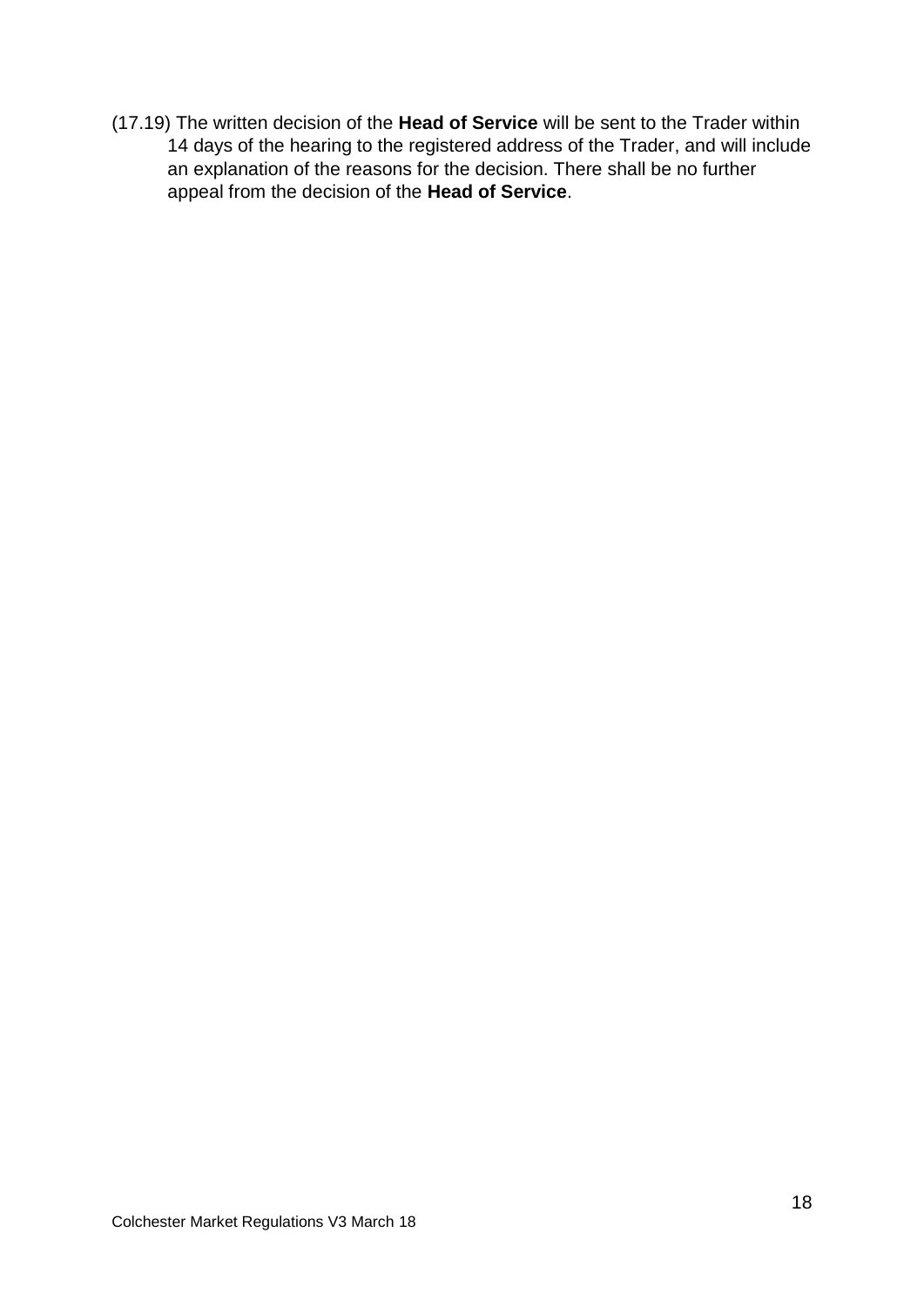(17.19) The written decision of the **Head of Service** will be sent to the Trader within 14 days of the hearing to the registered address of the Trader, and will include an explanation of the reasons for the decision. There shall be no further appeal from the decision of the **Head of Service**.